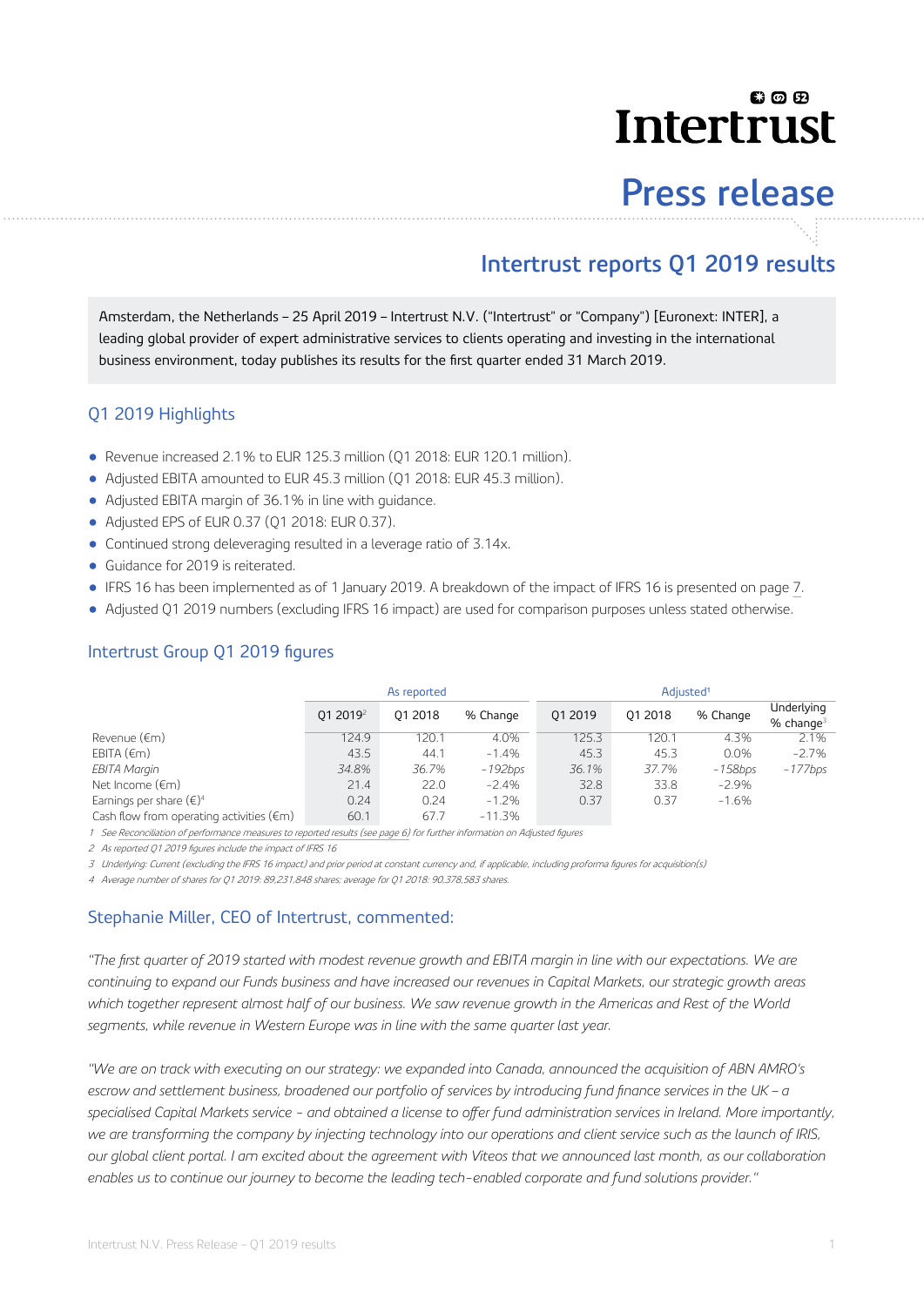# Press release

## Intertrust reports Q1 2019 results

Amsterdam, the Netherlands – 25 April 2019 – Intertrust N.V. ("Intertrust" or "Company") [Euronext: INTER], a leading global provider of expert administrative services to clients operating and investing in the international business environment, today publishes its results for the first quarter ended 31 March 2019.

### Q1 2019 Highlights

- Revenue increased 2.1% to EUR 125.3 million (Q1 2018: EUR 120.1 million).
- Adjusted EBITA amounted to EUR 45.3 million (Q1 2018: EUR 45.3 million).
- Adjusted EBITA margin of 36.1% in line with guidance.
- Adjusted EPS of EUR 0.37 (Q1 2018: EUR 0.37).
- Continued strong deleveraging resulted in a leverage ratio of 3.14x.
- Guidance for 2019 is reiterated.
- IFRS 16 has been implemented as of 1 January 2019. A breakdown of the impact of IFRS 16 is presented on page 7.
- Adjusted Q1 2019 numbers (excluding IFRS 16 impact) are used for comparison purposes unless stated otherwise.

### Intertrust Group Q1 2019 figures

| | As reported | | | Adjusted[1] | | | |
|---|---|---|---|---|---|---|---|
| | Q1 2019[2] | Q1 2018 | % Change | Q1 2019 | Q1 2018 | % Change | Underlying % change[3] |
| Revenue (€m) | 124.9 | 120.1 | 4.0% | 125.3 | 120.1 | 4.3% | 2.1% |
| EBITA (€m) | 43.5 | 44.1 | -1.4% | 45.3 | 45.3 | 0.0% | -2.7% |
| *EBITA Margin* | *34.8%* | *36.7%* | *-192bps* | *36.1%* | *37.7%* | *-158bps* | *-177bps* |
| Net Income (€m) | 21.4 | 22.0 | -2.4% | 32.8 | 33.8 | -2.9% | |
| Earnings per share (€)[4] | 0.24 | 0.24 | -1.2% | 0.37 | 0.37 | -1.6% | |
| Cash flow from operating activities (€m) | 60.1 | 67.7 | -11.3% | | | | |

1 See Reconciliation of performance measures to reported results (see page 6) for further information on Adjusted figures
2 As reported Q1 2019 figures include the impact of IFRS 16
3 Underlying: Current (excluding the IFRS 16 impact) and prior period at constant currency and, if applicable, including proforma figures for acquisition(s)
4 Average number of shares for Q1 2019: 89,231,848 shares; average for Q1 2018: 90,378,583 shares.

### Stephanie Miller, CEO of Intertrust, commented:

*"The first quarter of 2019 started with modest revenue growth and EBITA margin in line with our expectations. We are continuing to expand our Funds business and have increased our revenues in Capital Markets, our strategic growth areas which together represent almost half of our business. We saw revenue growth in the Americas and Rest of the World segments, while revenue in Western Europe was in line with the same quarter last year.*

*"We are on track with executing on our strategy: we expanded into Canada, announced the acquisition of ABN AMRO's escrow and settlement business, broadened our portfolio of services by introducing fund finance services in the UK – a specialised Capital Markets service - and obtained a license to offer fund administration services in Ireland. More importantly, we are transforming the company by injecting technology into our operations and client service such as the launch of IRIS, our global client portal. I am excited about the agreement with Viteos that we announced last month, as our collaboration enables us to continue our journey to become the leading tech-enabled corporate and fund solutions provider."*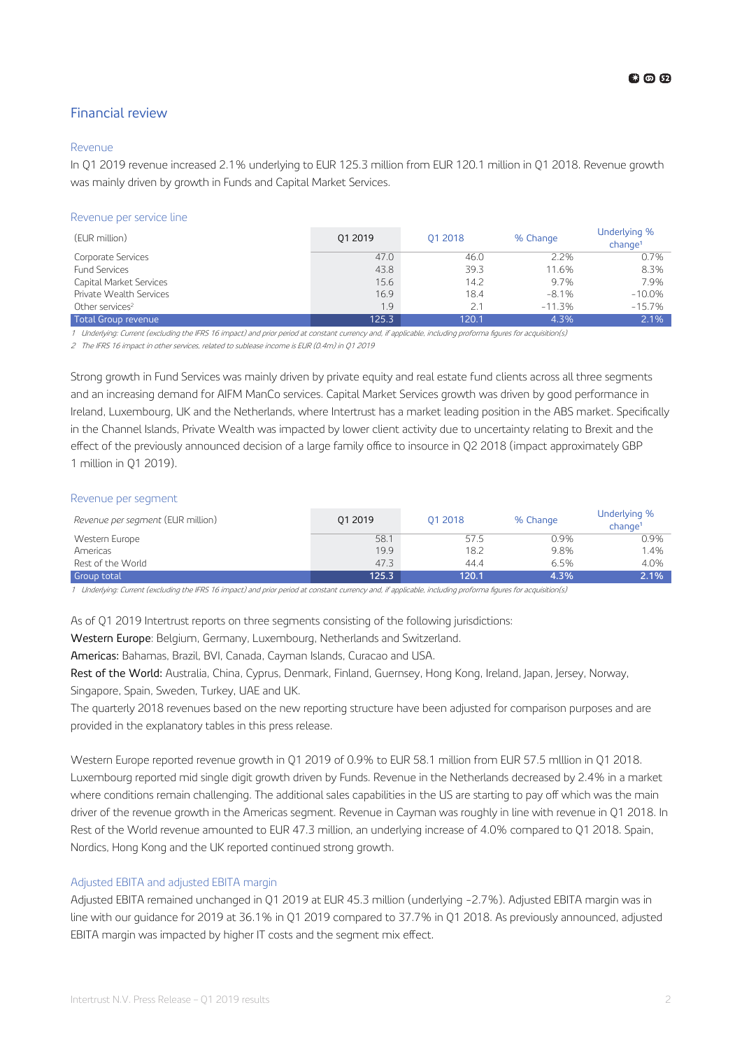## Financial review

### Revenue

In Q1 2019 revenue increased 2.1% underlying to EUR 125.3 million from EUR 120.1 million in Q1 2018. Revenue growth was mainly driven by growth in Funds and Capital Market Services.

### Revenue per service line

| (EUR million) | Q1 2019 | Q1 2018 | % Change | Underlying % change[1] |
|---|---|---|---|---|
| Corporate Services | 47.0 | 46.0 | 2.2% | 0.7% |
| Fund Services | 43.8 | 39.3 | 11.6% | 8.3% |
| Capital Market Services | 15.6 | 14.2 | 9.7% | 7.9% |
| Private Wealth Services | 16.9 | 18.4 | -8.1% | -10.0% |
| Other services[2] | 1.9 | 2.1 | -11.3% | -15.7% |
| Total Group revenue | 125.3 | 120.1 | 4.3% | 2.1% |

*1 Underlying: Current (excluding the IFRS 16 impact) and prior period at constant currency and, if applicable, including proforma figures for acquisition(s)*

*2 The IFRS 16 impact in other services, related to sublease income is EUR (0.4m) in Q1 2019*

Strong growth in Fund Services was mainly driven by private equity and real estate fund clients across all three segments and an increasing demand for AIFM ManCo services. Capital Market Services growth was driven by good performance in Ireland, Luxembourg, UK and the Netherlands, where Intertrust has a market leading position in the ABS market. Specifically in the Channel Islands, Private Wealth was impacted by lower client activity due to uncertainty relating to Brexit and the effect of the previously announced decision of a large family office to insource in Q2 2018 (impact approximately GBP 1 million in Q1 2019).

### Revenue per segment

| *Revenue per segment* (EUR million) | Q1 2019 | Q1 2018 | % Change | Underlying % change[1] |
|---|---|---|---|---|
| Western Europe | 58.1 | 57.5 | 0.9% | 0.9% |
| Americas | 19.9 | 18.2 | 9.8% | 1.4% |
| Rest of the World | 47.3 | 44.4 | 6.5% | 4.0% |
| Group total | 125.3 | 120.1 | 4.3% | 2.1% |

*1 Underlying: Current (excluding the IFRS 16 impact) and prior period at constant currency and, if applicable, including proforma figures for acquisition(s)*

As of Q1 2019 Intertrust reports on three segments consisting of the following jurisdictions:

**Western Europe**: Belgium, Germany, Luxembourg, Netherlands and Switzerland.

**Americas:** Bahamas, Brazil, BVI, Canada, Cayman Islands, Curacao and USA.

**Rest of the World:** Australia, China, Cyprus, Denmark, Finland, Guernsey, Hong Kong, Ireland, Japan, Jersey, Norway, Singapore, Spain, Sweden, Turkey, UAE and UK.

The quarterly 2018 revenues based on the new reporting structure have been adjusted for comparison purposes and are provided in the explanatory tables in this press release.

Western Europe reported revenue growth in Q1 2019 of 0.9% to EUR 58.1 million from EUR 57.5 mlllion in Q1 2018. Luxembourg reported mid single digit growth driven by Funds. Revenue in the Netherlands decreased by 2.4% in a market where conditions remain challenging. The additional sales capabilities in the US are starting to pay off which was the main driver of the revenue growth in the Americas segment. Revenue in Cayman was roughly in line with revenue in Q1 2018. In Rest of the World revenue amounted to EUR 47.3 million, an underlying increase of 4.0% compared to Q1 2018. Spain, Nordics, Hong Kong and the UK reported continued strong growth.

### Adjusted EBITA and adjusted EBITA margin

Adjusted EBITA remained unchanged in Q1 2019 at EUR 45.3 million (underlying -2.7%). Adjusted EBITA margin was in line with our guidance for 2019 at 36.1% in Q1 2019 compared to 37.7% in Q1 2018. As previously announced, adjusted EBITA margin was impacted by higher IT costs and the segment mix effect.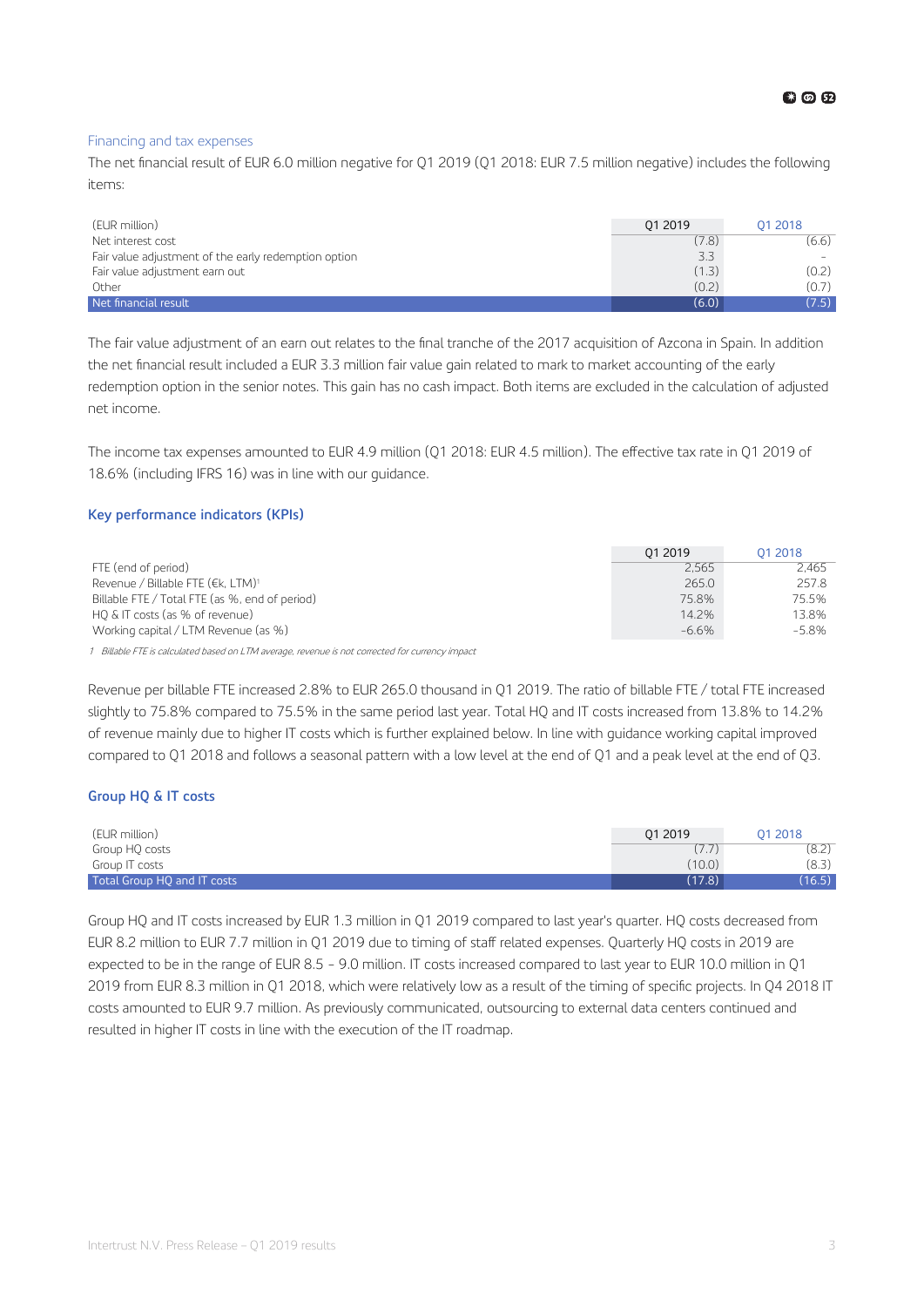### Financing and tax expenses

The net financial result of EUR 6.0 million negative for Q1 2019 (Q1 2018: EUR 7.5 million negative) includes the following items:

| (EUR million) | Q1 2019 | Q1 2018 |
|---|---|---|
| Net interest cost | (7.8) | (6.6) |
| Fair value adjustment of the early redemption option | 3.3 | - |
| Fair value adjustment earn out | (1.3) | (0.2) |
| Other | (0.2) | (0.7) |
| Net financial result | (6.0) | (7.5) |

The fair value adjustment of an earn out relates to the final tranche of the 2017 acquisition of Azcona in Spain. In addition the net financial result included a EUR 3.3 million fair value gain related to mark to market accounting of the early redemption option in the senior notes. This gain has no cash impact. Both items are excluded in the calculation of adjusted net income.

The income tax expenses amounted to EUR 4.9 million (Q1 2018: EUR 4.5 million). The effective tax rate in Q1 2019 of 18.6% (including IFRS 16) was in line with our guidance.

### Key performance indicators (KPIs)

| | Q1 2019 | Q1 2018 |
|---|---|---|
| FTE (end of period) | 2,565 | 2,465 |
| Revenue / Billable FTE (€k, LTM)[1] | 265.0 | 257.8 |
| Billable FTE / Total FTE (as %, end of period) | 75.8% | 75.5% |
| HQ & IT costs (as % of revenue) | 14.2% | 13.8% |
| Working capital / LTM Revenue (as %) | -6.6% | -5.8% |

*1 Billable FTE is calculated based on LTM average, revenue is not corrected for currency impact*

Revenue per billable FTE increased 2.8% to EUR 265.0 thousand in Q1 2019. The ratio of billable FTE / total FTE increased slightly to 75.8% compared to 75.5% in the same period last year. Total HQ and IT costs increased from 13.8% to 14.2% of revenue mainly due to higher IT costs which is further explained below. In line with guidance working capital improved compared to Q1 2018 and follows a seasonal pattern with a low level at the end of Q1 and a peak level at the end of Q3.

### Group HQ & IT costs

| (EUR million) | Q1 2019 | Q1 2018 |
|---|---|---|
| Group HQ costs | (7.7) | (8.2) |
| Group IT costs | (10.0) | (8.3) |
| Total Group HQ and IT costs | (17.8) | (16.5) |

Group HQ and IT costs increased by EUR 1.3 million in Q1 2019 compared to last year's quarter. HQ costs decreased from EUR 8.2 million to EUR 7.7 million in Q1 2019 due to timing of staff related expenses. Quarterly HQ costs in 2019 are expected to be in the range of EUR 8.5 - 9.0 million. IT costs increased compared to last year to EUR 10.0 million in Q1 2019 from EUR 8.3 million in Q1 2018, which were relatively low as a result of the timing of specific projects. In Q4 2018 IT costs amounted to EUR 9.7 million. As previously communicated, outsourcing to external data centers continued and resulted in higher IT costs in line with the execution of the IT roadmap.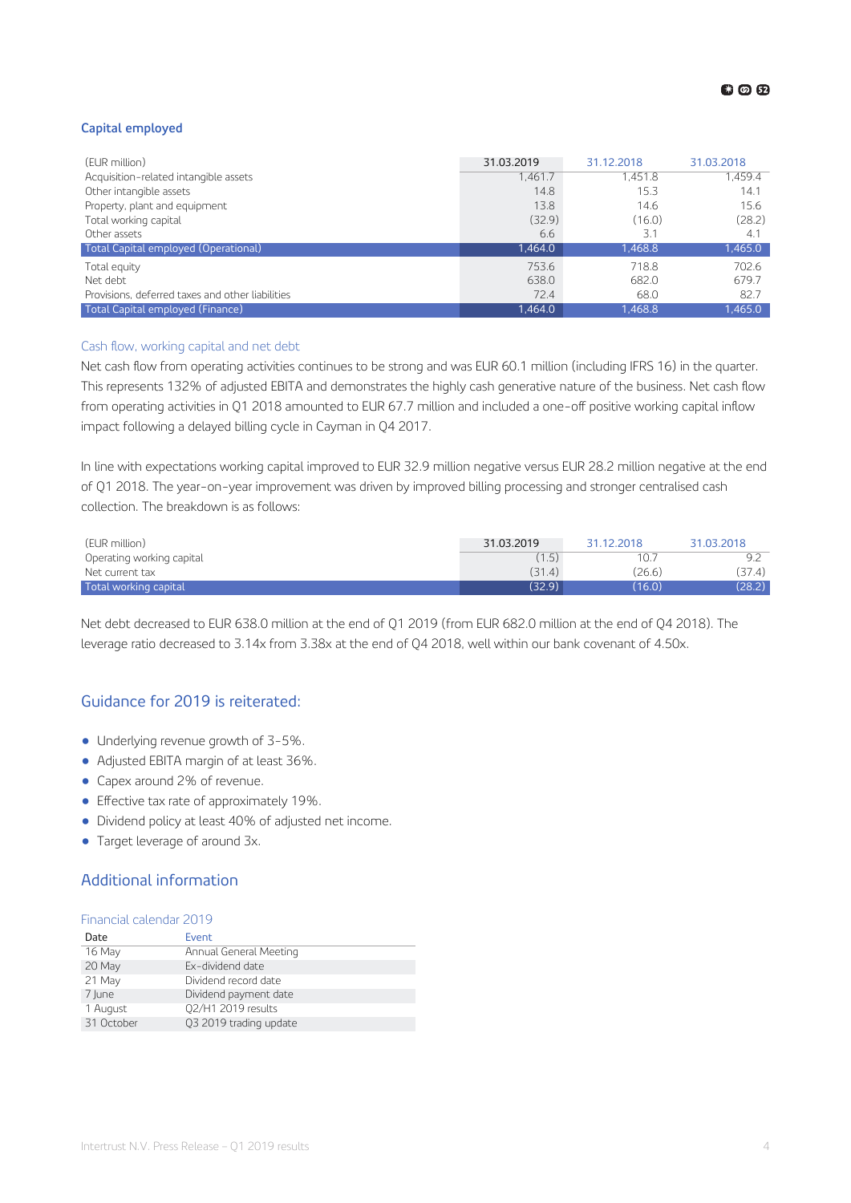## Capital employed

| (EUR million) | 31.03.2019 | 31.12.2018 | 31.03.2018 |
|---|---|---|---|
| Acquisition-related intangible assets | 1,461.7 | 1,451.8 | 1,459.4 |
| Other intangible assets | 14.8 | 15.3 | 14.1 |
| Property, plant and equipment | 13.8 | 14.6 | 15.6 |
| Total working capital | (32.9) | (16.0) | (28.2) |
| Other assets | 6.6 | 3.1 | 4.1 |
| **Total Capital employed (Operational)** | **1,464.0** | **1,468.8** | **1,465.0** |
| Total equity | 753.6 | 718.8 | 702.6 |
| Net debt | 638.0 | 682.0 | 679.7 |
| Provisions, deferred taxes and other liabilities | 72.4 | 68.0 | 82.7 |
| **Total Capital employed (Finance)** | **1,464.0** | **1,468.8** | **1,465.0** |

### Cash flow, working capital and net debt

Net cash flow from operating activities continues to be strong and was EUR 60.1 million (including IFRS 16) in the quarter. This represents 132% of adjusted EBITA and demonstrates the highly cash generative nature of the business. Net cash flow from operating activities in Q1 2018 amounted to EUR 67.7 million and included a one-off positive working capital inflow impact following a delayed billing cycle in Cayman in Q4 2017.

In line with expectations working capital improved to EUR 32.9 million negative versus EUR 28.2 million negative at the end of Q1 2018. The year-on-year improvement was driven by improved billing processing and stronger centralised cash collection. The breakdown is as follows:

| (EUR million) | 31.03.2019 | 31.12.2018 | 31.03.2018 |
|---|---|---|---|
| Operating working capital | (1.5) | 10.7 | 9.2 |
| Net current tax | (31.4) | (26.6) | (37.4) |
| **Total working capital** | **(32.9)** | **(16.0)** | **(28.2)** |

Net debt decreased to EUR 638.0 million at the end of Q1 2019 (from EUR 682.0 million at the end of Q4 2018). The leverage ratio decreased to 3.14x from 3.38x at the end of Q4 2018, well within our bank covenant of 4.50x.

## Guidance for 2019 is reiterated:

- Underlying revenue growth of 3-5%.
- Adjusted EBITA margin of at least 36%.
- Capex around 2% of revenue.
- Effective tax rate of approximately 19%.
- Dividend policy at least 40% of adjusted net income.
- Target leverage of around 3x.

## Additional information

### Financial calendar 2019

| Date | Event |
|---|---|
| 16 May | Annual General Meeting |
| 20 May | Ex-dividend date |
| 21 May | Dividend record date |
| 7 June | Dividend payment date |
| 1 August | Q2/H1 2019 results |
| 31 October | Q3 2019 trading update |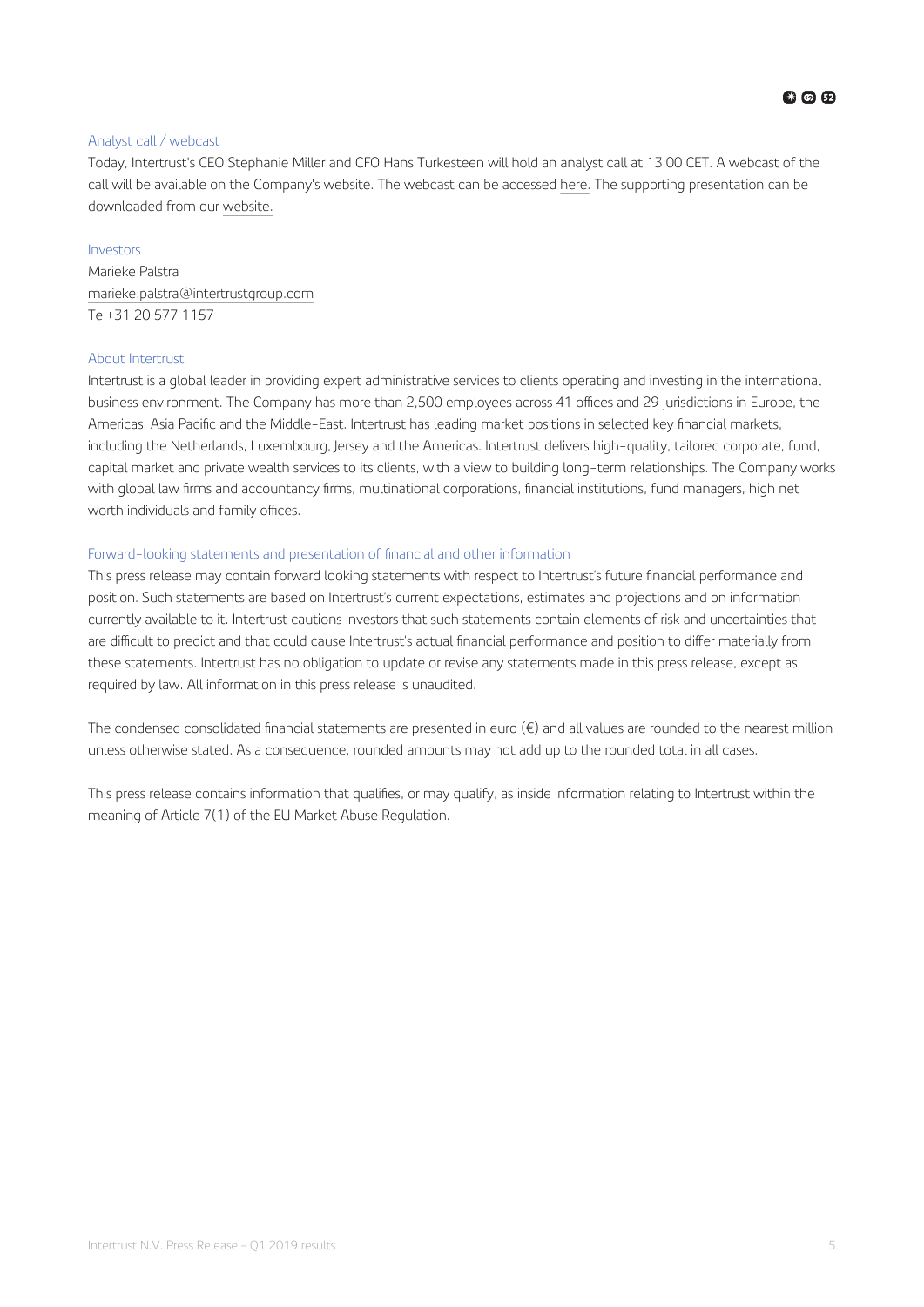## Analyst call / webcast

Today, Intertrust's CEO Stephanie Miller and CFO Hans Turkesteen will hold an analyst call at 13:00 CET. A webcast of the call will be available on the Company's website. The webcast can be accessed here. The supporting presentation can be downloaded from our website.

## Investors

Marieke Palstra
marieke.palstra@intertrustgroup.com
Te +31 20 577 1157

## About Intertrust

Intertrust is a global leader in providing expert administrative services to clients operating and investing in the international business environment. The Company has more than 2,500 employees across 41 offices and 29 jurisdictions in Europe, the Americas, Asia Pacific and the Middle-East. Intertrust has leading market positions in selected key financial markets, including the Netherlands, Luxembourg, Jersey and the Americas. Intertrust delivers high-quality, tailored corporate, fund, capital market and private wealth services to its clients, with a view to building long-term relationships. The Company works with global law firms and accountancy firms, multinational corporations, financial institutions, fund managers, high net worth individuals and family offices.

## Forward-looking statements and presentation of financial and other information

This press release may contain forward looking statements with respect to Intertrust's future financial performance and position. Such statements are based on Intertrust's current expectations, estimates and projections and on information currently available to it. Intertrust cautions investors that such statements contain elements of risk and uncertainties that are difficult to predict and that could cause Intertrust's actual financial performance and position to differ materially from these statements. Intertrust has no obligation to update or revise any statements made in this press release, except as required by law. All information in this press release is unaudited.

The condensed consolidated financial statements are presented in euro (€) and all values are rounded to the nearest million unless otherwise stated. As a consequence, rounded amounts may not add up to the rounded total in all cases.

This press release contains information that qualifies, or may qualify, as inside information relating to Intertrust within the meaning of Article 7(1) of the EU Market Abuse Regulation.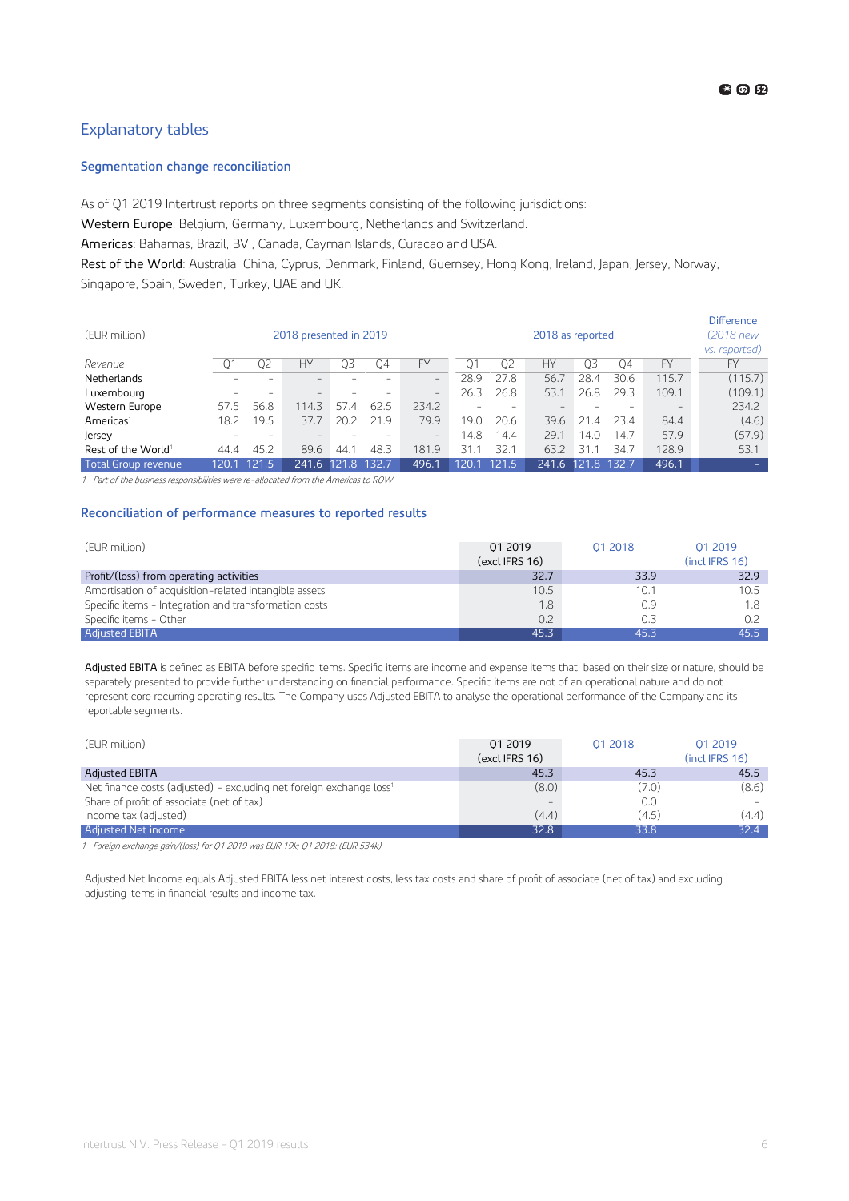## Explanatory tables

### Segmentation change reconciliation

As of Q1 2019 Intertrust reports on three segments consisting of the following jurisdictions:
Western Europe: Belgium, Germany, Luxembourg, Netherlands and Switzerland.
Americas: Bahamas, Brazil, BVI, Canada, Cayman Islands, Curacao and USA.
Rest of the World: Australia, China, Cyprus, Denmark, Finland, Guernsey, Hong Kong, Ireland, Japan, Jersey, Norway, Singapore, Spain, Sweden, Turkey, UAE and UK.

| (EUR million) | 2018 presented in 2019 | | | | | | 2018 as reported | | | | | | Difference *(2018 new vs. reported)* |
|---|---|---|---|---|---|---|---|---|---|---|---|---|---|
| *Revenue* | Q1 | Q2 | HY | Q3 | Q4 | FY | Q1 | Q2 | HY | Q3 | Q4 | FY | FY |
| Netherlands | - | - | - | - | - | - | 28.9 | 27.8 | 56.7 | 28.4 | 30.6 | 115.7 | (115.7) |
| Luxembourg | - | - | - | - | - | - | 26.3 | 26.8 | 53.1 | 26.8 | 29.3 | 109.1 | (109.1) |
| Western Europe | 57.5 | 56.8 | 114.3 | 57.4 | 62.5 | 234.2 | - | - | - | - | - | - | 234.2 |
| Americas[1] | 18.2 | 19.5 | 37.7 | 20.2 | 21.9 | 79.9 | 19.0 | 20.6 | 39.6 | 21.4 | 23.4 | 84.4 | (4.6) |
| Jersey | - | - | - | - | - | - | 14.8 | 14.4 | 29.1 | 14.0 | 14.7 | 57.9 | (57.9) |
| Rest of the World[1] | 44.4 | 45.2 | 89.6 | 44.1 | 48.3 | 181.9 | 31.1 | 32.1 | 63.2 | 31.1 | 34.7 | 128.9 | 53.1 |
| Total Group revenue | 120.1 | 121.5 | 241.6 | 121.8 | 132.7 | 496.1 | 120.1 | 121.5 | 241.6 | 121.8 | 132.7 | 496.1 | - |

1 Part of the business responsibilities were re-allocated from the Americas to ROW

### Reconciliation of performance measures to reported results

| (EUR million) | Q1 2019 (excl IFRS 16) | Q1 2018 | Q1 2019 (incl IFRS 16) |
|---|---|---|---|
| Profit/(loss) from operating activities | 32.7 | 33.9 | 32.9 |
| Amortisation of acquisition-related intangible assets | 10.5 | 10.1 | 10.5 |
| Specific items - Integration and transformation costs | 1.8 | 0.9 | 1.8 |
| Specific items - Other | 0.2 | 0.3 | 0.2 |
| Adjusted EBITA | 45.3 | 45.3 | 45.5 |

Adjusted EBITA is defined as EBITA before specific items. Specific items are income and expense items that, based on their size or nature, should be separately presented to provide further understanding on financial performance. Specific items are not of an operational nature and do not represent core recurring operating results. The Company uses Adjusted EBITA to analyse the operational performance of the Company and its reportable segments.

| (EUR million) | Q1 2019 (excl IFRS 16) | Q1 2018 | Q1 2019 (incl IFRS 16) |
|---|---|---|---|
| Adjusted EBITA | 45.3 | 45.3 | 45.5 |
| Net finance costs (adjusted) - excluding net foreign exchange loss[1] | (8.0) | (7.0) | (8.6) |
| Share of profit of associate (net of tax) | - | 0.0 | - |
| Income tax (adjusted) | (4.4) | (4.5) | (4.4) |
| Adjusted Net income | 32.8 | 33.8 | 32.4 |

1 Foreign exchange gain/(loss) for Q1 2019 was EUR 19k; Q1 2018: (EUR 534k)

Adjusted Net Income equals Adjusted EBITA less net interest costs, less tax costs and share of profit of associate (net of tax) and excluding adjusting items in financial results and income tax.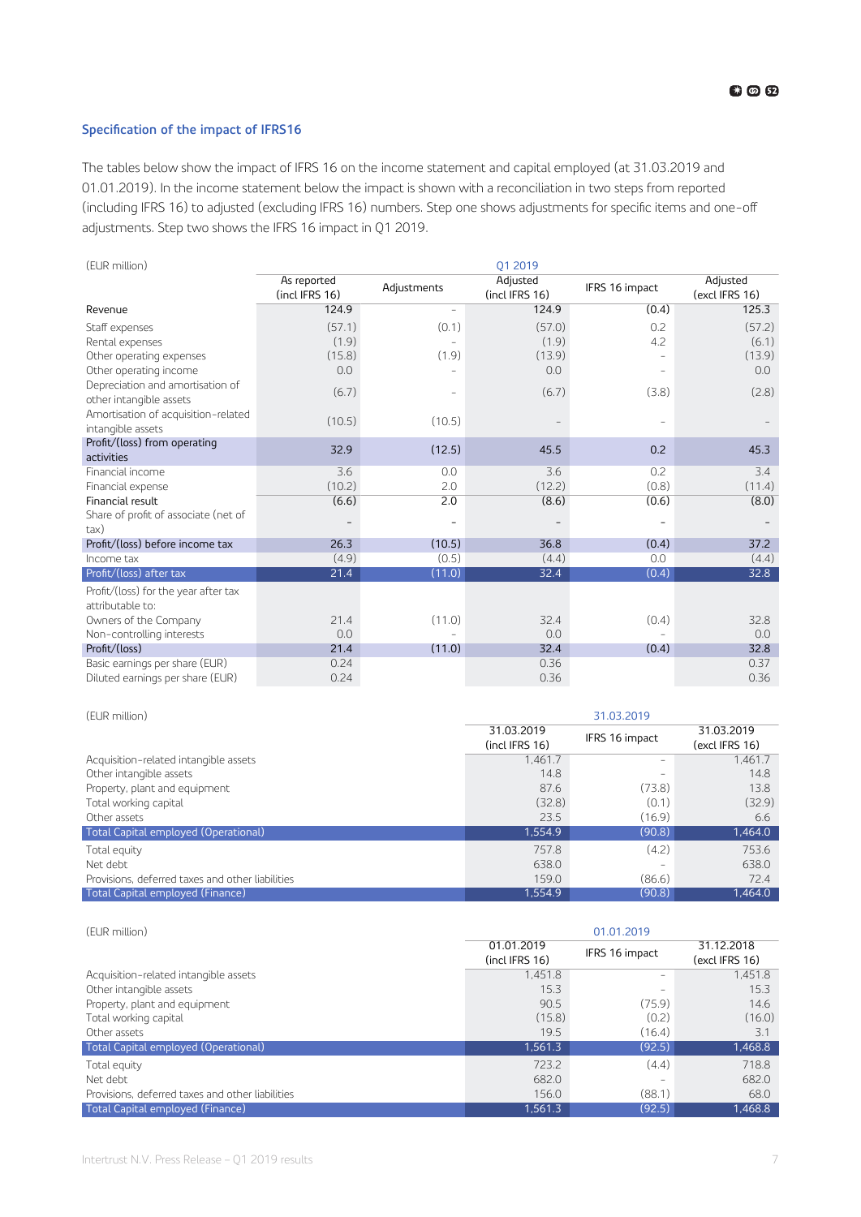## Specification of the impact of IFRS16

The tables below show the impact of IFRS 16 on the income statement and capital employed (at 31.03.2019 and 01.01.2019). In the income statement below the impact is shown with a reconciliation in two steps from reported (including IFRS 16) to adjusted (excluding IFRS 16) numbers. Step one shows adjustments for specific items and one-off adjustments. Step two shows the IFRS 16 impact in Q1 2019.

| (EUR million) | Q1 2019 | | | | |
|---|---|---|---|---|---|
| | As reported (incl IFRS 16) | Adjustments | Adjusted (incl IFRS 16) | IFRS 16 impact | Adjusted (excl IFRS 16) |
| Revenue | 124.9 | - | 124.9 | (0.4) | 125.3 |
| Staff expenses | (57.1) | (0.1) | (57.0) | 0.2 | (57.2) |
| Rental expenses | (1.9) | - | (1.9) | 4.2 | (6.1) |
| Other operating expenses | (15.8) | (1.9) | (13.9) | - | (13.9) |
| Other operating income | 0.0 | - | 0.0 | - | 0.0 |
| Depreciation and amortisation of other intangible assets | (6.7) | - | (6.7) | (3.8) | (2.8) |
| Amortisation of acquisition-related intangible assets | (10.5) | (10.5) | - | - | - |
| Profit/(loss) from operating activities | 32.9 | (12.5) | 45.5 | 0.2 | 45.3 |
| Financial income | 3.6 | 0.0 | 3.6 | 0.2 | 3.4 |
| Financial expense | (10.2) | 2.0 | (12.2) | (0.8) | (11.4) |
| Financial result | (6.6) | 2.0 | (8.6) | (0.6) | (8.0) |
| Share of profit of associate (net of tax) | - | - | - | - | - |
| Profit/(loss) before income tax | 26.3 | (10.5) | 36.8 | (0.4) | 37.2 |
| Income tax | (4.9) | (0.5) | (4.4) | 0.0 | (4.4) |
| Profit/(loss) after tax | 21.4 | (11.0) | 32.4 | (0.4) | 32.8 |
| Profit/(loss) for the year after tax attributable to: | | | | | |
| Owners of the Company | 21.4 | (11.0) | 32.4 | (0.4) | 32.8 |
| Non-controlling interests | 0.0 | - | 0.0 | - | 0.0 |
| Profit/(loss) | 21.4 | (11.0) | 32.4 | (0.4) | 32.8 |
| Basic earnings per share (EUR) | 0.24 | | 0.36 | | 0.37 |
| Diluted earnings per share (EUR) | 0.24 | | 0.36 | | 0.36 |

| (EUR million) | 31.03.2019 | | |
|---|---|---|---|
| | 31.03.2019 (incl IFRS 16) | IFRS 16 impact | 31.03.2019 (excl IFRS 16) |
| Acquisition-related intangible assets | 1,461.7 | - | 1,461.7 |
| Other intangible assets | 14.8 | - | 14.8 |
| Property, plant and equipment | 87.6 | (73.8) | 13.8 |
| Total working capital | (32.8) | (0.1) | (32.9) |
| Other assets | 23.5 | (16.9) | 6.6 |
| Total Capital employed (Operational) | 1,554.9 | (90.8) | 1,464.0 |
| Total equity | 757.8 | (4.2) | 753.6 |
| Net debt | 638.0 | - | 638.0 |
| Provisions, deferred taxes and other liabilities | 159.0 | (86.6) | 72.4 |
| Total Capital employed (Finance) | 1,554.9 | (90.8) | 1,464.0 |

| (EUR million) | 01.01.2019 | | |
|---|---|---|---|
| | 01.01.2019 (incl IFRS 16) | IFRS 16 impact | 31.12.2018 (excl IFRS 16) |
| Acquisition-related intangible assets | 1,451.8 | - | 1,451.8 |
| Other intangible assets | 15.3 | - | 15.3 |
| Property, plant and equipment | 90.5 | (75.9) | 14.6 |
| Total working capital | (15.8) | (0.2) | (16.0) |
| Other assets | 19.5 | (16.4) | 3.1 |
| Total Capital employed (Operational) | 1,561.3 | (92.5) | 1,468.8 |
| Total equity | 723.2 | (4.4) | 718.8 |
| Net debt | 682.0 | - | 682.0 |
| Provisions, deferred taxes and other liabilities | 156.0 | (88.1) | 68.0 |
| Total Capital employed (Finance) | 1,561.3 | (92.5) | 1,468.8 |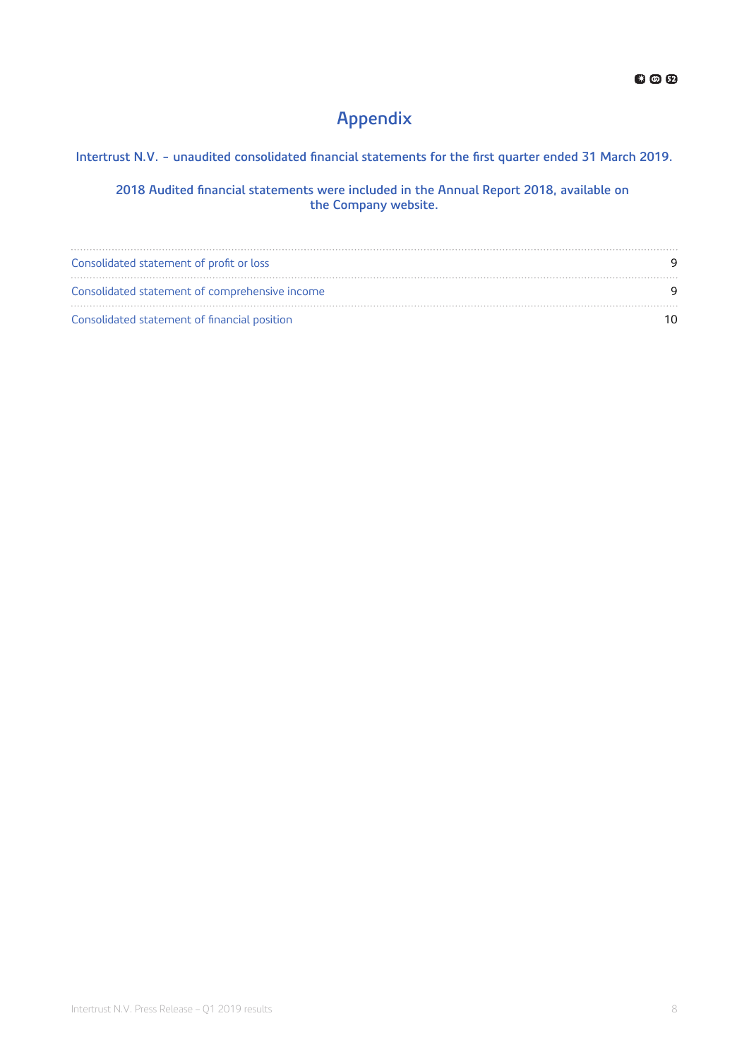# Appendix

**Intertrust N.V. - unaudited consolidated financial statements for the first quarter ended 31 March 2019.**

**2018 Audited financial statements were included in the Annual Report 2018, available on the Company website.**

| | |
|---|---|
| Consolidated statement of profit or loss | 9 |
| Consolidated statement of comprehensive income | 9 |
| Consolidated statement of financial position | 10 |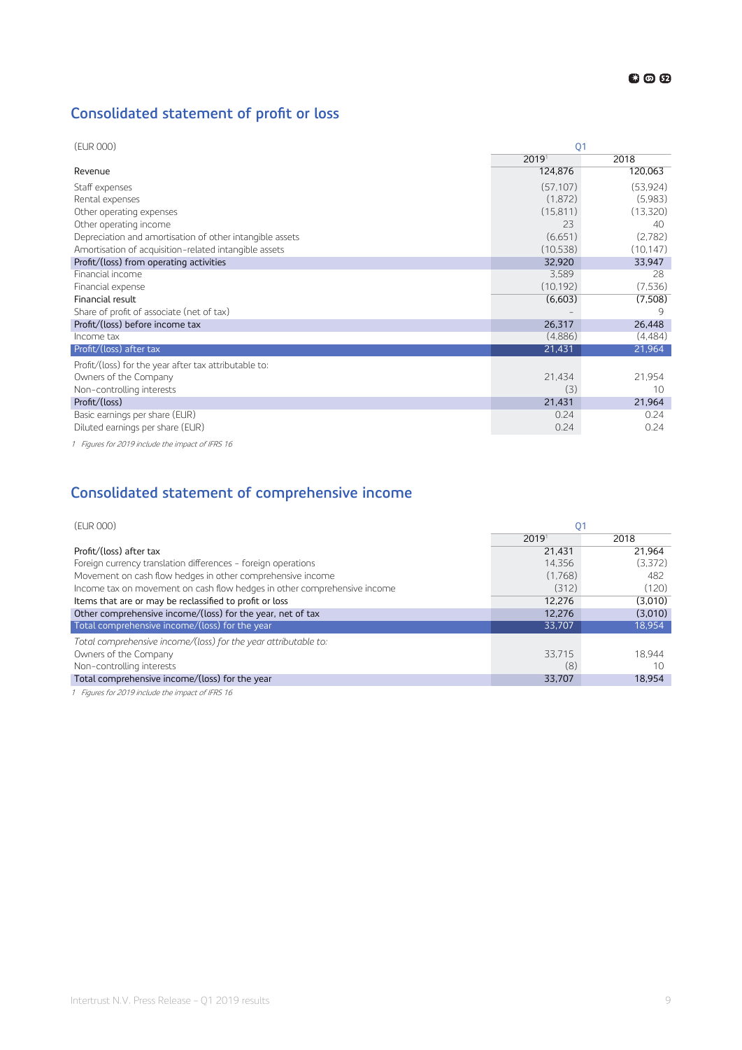## Consolidated statement of profit or loss

| (EUR 000) | Q1 | |
|---|---|---|
| | 2019[1] | 2018 |
| Revenue | 124,876 | 120,063 |
| Staff expenses | (57,107) | (53,924) |
| Rental expenses | (1,872) | (5,983) |
| Other operating expenses | (15,811) | (13,320) |
| Other operating income | 23 | 40 |
| Depreciation and amortisation of other intangible assets | (6,651) | (2,782) |
| Amortisation of acquisition-related intangible assets | (10,538) | (10,147) |
| Profit/(loss) from operating activities | 32,920 | 33,947 |
| Financial income | 3,589 | 28 |
| Financial expense | (10,192) | (7,536) |
| Financial result | (6,603) | (7,508) |
| Share of profit of associate (net of tax) | – | 9 |
| Profit/(loss) before income tax | 26,317 | 26,448 |
| Income tax | (4,886) | (4,484) |
| Profit/(loss) after tax | 21,431 | 21,964 |
| Profit/(loss) for the year after tax attributable to: | | |
| Owners of the Company | 21,434 | 21,954 |
| Non-controlling interests | (3) | 10 |
| Profit/(loss) | 21,431 | 21,964 |
| Basic earnings per share (EUR) | 0.24 | 0.24 |
| Diluted earnings per share (EUR) | 0.24 | 0.24 |

1 *Figures for 2019 include the impact of IFRS 16*

## Consolidated statement of comprehensive income

| (EUR 000) | Q1 | |
|---|---|---|
| | 2019[1] | 2018 |
| Profit/(loss) after tax | 21,431 | 21,964 |
| Foreign currency translation differences - foreign operations | 14,356 | (3,372) |
| Movement on cash flow hedges in other comprehensive income | (1,768) | 482 |
| Income tax on movement on cash flow hedges in other comprehensive income | (312) | (120) |
| Items that are or may be reclassified to profit or loss | 12,276 | (3,010) |
| Other comprehensive income/(loss) for the year, net of tax | 12,276 | (3,010) |
| Total comprehensive income/(loss) for the year | 33,707 | 18,954 |
| *Total comprehensive income/(loss) for the year attributable to:* | | |
| Owners of the Company | 33,715 | 18,944 |
| Non-controlling interests | (8) | 10 |
| Total comprehensive income/(loss) for the year | 33,707 | 18,954 |

1 *Figures for 2019 include the impact of IFRS 16*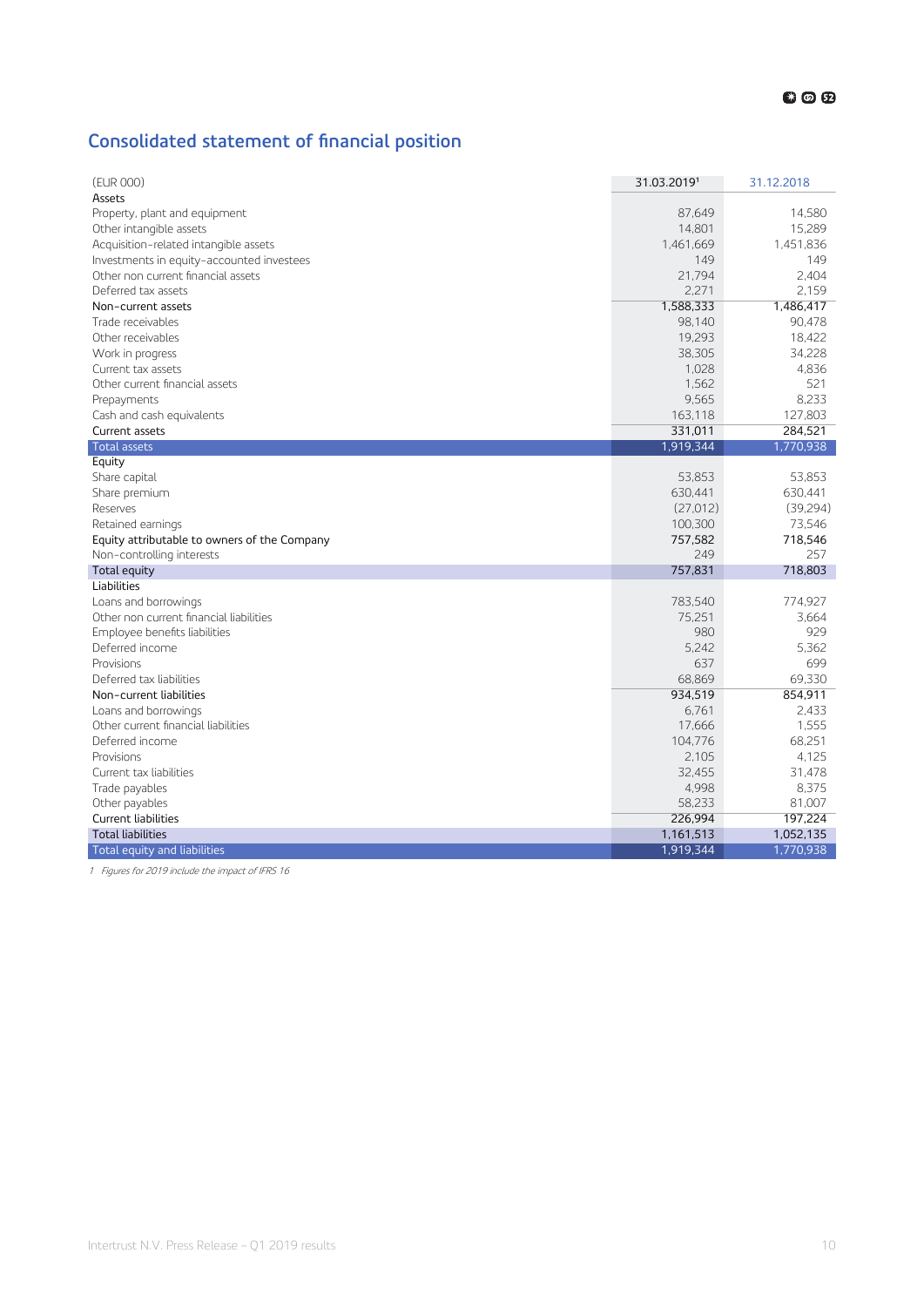## Consolidated statement of financial position

| (EUR 000) | 31.03.2019[1] | 31.12.2018 |
|---|---|---|
| Assets | | |
| Property, plant and equipment | 87,649 | 14,580 |
| Other intangible assets | 14,801 | 15,289 |
| Acquisition-related intangible assets | 1,461,669 | 1,451,836 |
| Investments in equity-accounted investees | 149 | 149 |
| Other non current financial assets | 21,794 | 2,404 |
| Deferred tax assets | 2,271 | 2,159 |
| Non-current assets | 1,588,333 | 1,486,417 |
| Trade receivables | 98,140 | 90,478 |
| Other receivables | 19,293 | 18,422 |
| Work in progress | 38,305 | 34,228 |
| Current tax assets | 1,028 | 4,836 |
| Other current financial assets | 1,562 | 521 |
| Prepayments | 9,565 | 8,233 |
| Cash and cash equivalents | 163,118 | 127,803 |
| Current assets | 331,011 | 284,521 |
| Total assets | 1,919,344 | 1,770,938 |
| Equity | | |
| Share capital | 53,853 | 53,853 |
| Share premium | 630,441 | 630,441 |
| Reserves | (27,012) | (39,294) |
| Retained earnings | 100,300 | 73,546 |
| Equity attributable to owners of the Company | 757,582 | 718,546 |
| Non-controlling interests | 249 | 257 |
| Total equity | 757,831 | 718,803 |
| Liabilities | | |
| Loans and borrowings | 783,540 | 774,927 |
| Other non current financial liabilities | 75,251 | 3,664 |
| Employee benefits liabilities | 980 | 929 |
| Deferred income | 5,242 | 5,362 |
| Provisions | 637 | 699 |
| Deferred tax liabilities | 68,869 | 69,330 |
| Non-current liabilities | 934,519 | 854,911 |
| Loans and borrowings | 6,761 | 2,433 |
| Other current financial liabilities | 17,666 | 1,555 |
| Deferred income | 104,776 | 68,251 |
| Provisions | 2,105 | 4,125 |
| Current tax liabilities | 32,455 | 31,478 |
| Trade payables | 4,998 | 8,375 |
| Other payables | 58,233 | 81,007 |
| Current liabilities | 226,994 | 197,224 |
| Total liabilities | 1,161,513 | 1,052,135 |
| Total equity and liabilities | 1,919,344 | 1,770,938 |

*1 Figures for 2019 include the impact of IFRS 16*